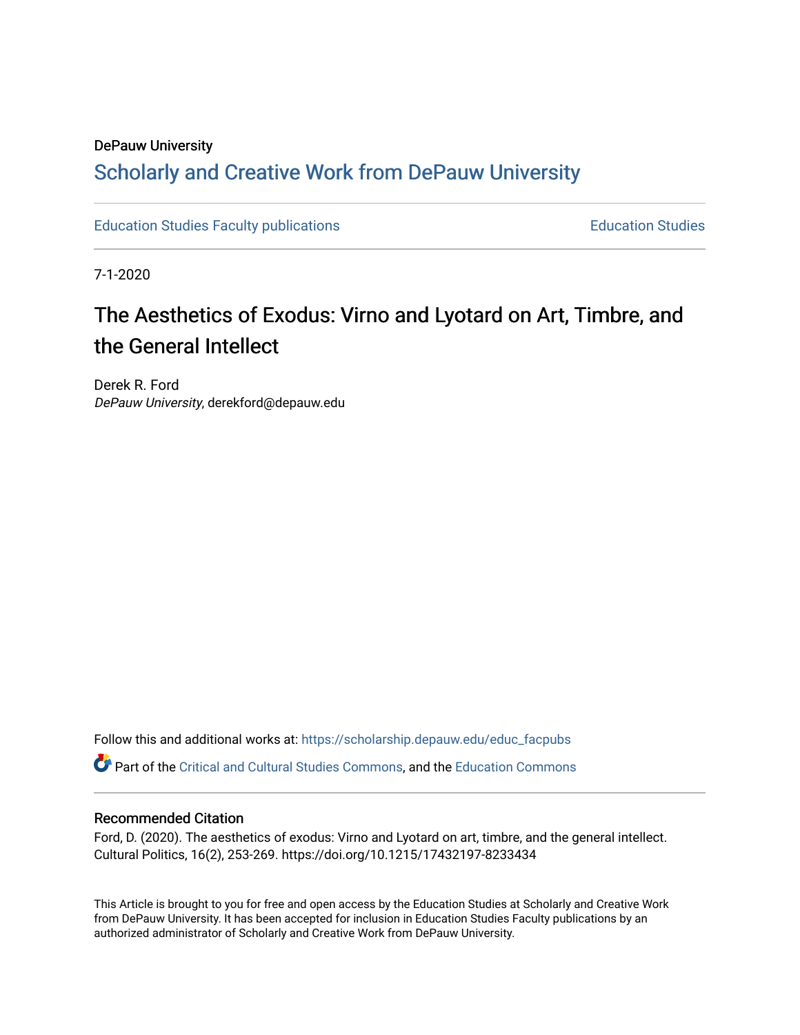DePauw University

# Scholarly and Creative Work from DePauw University

Education Studies Faculty publications | Education Studies

7-1-2020

## The Aesthetics of Exodus: Virno and Lyotard on Art, Timbre, and the General Intellect

Derek R. Ford
*DePauw University*, derekford@depauw.edu

Follow this and additional works at: https://scholarship.depauw.edu/educ_facpubs

Part of the Critical and Cultural Studies Commons, and the Education Commons

### Recommended Citation

Ford, D. (2020). The aesthetics of exodus: Virno and Lyotard on art, timbre, and the general intellect. Cultural Politics, 16(2), 253-269. https://doi.org/10.1215/17432197-8233434

This Article is brought to you for free and open access by the Education Studies at Scholarly and Creative Work from DePauw University. It has been accepted for inclusion in Education Studies Faculty publications by an authorized administrator of Scholarly and Creative Work from DePauw University.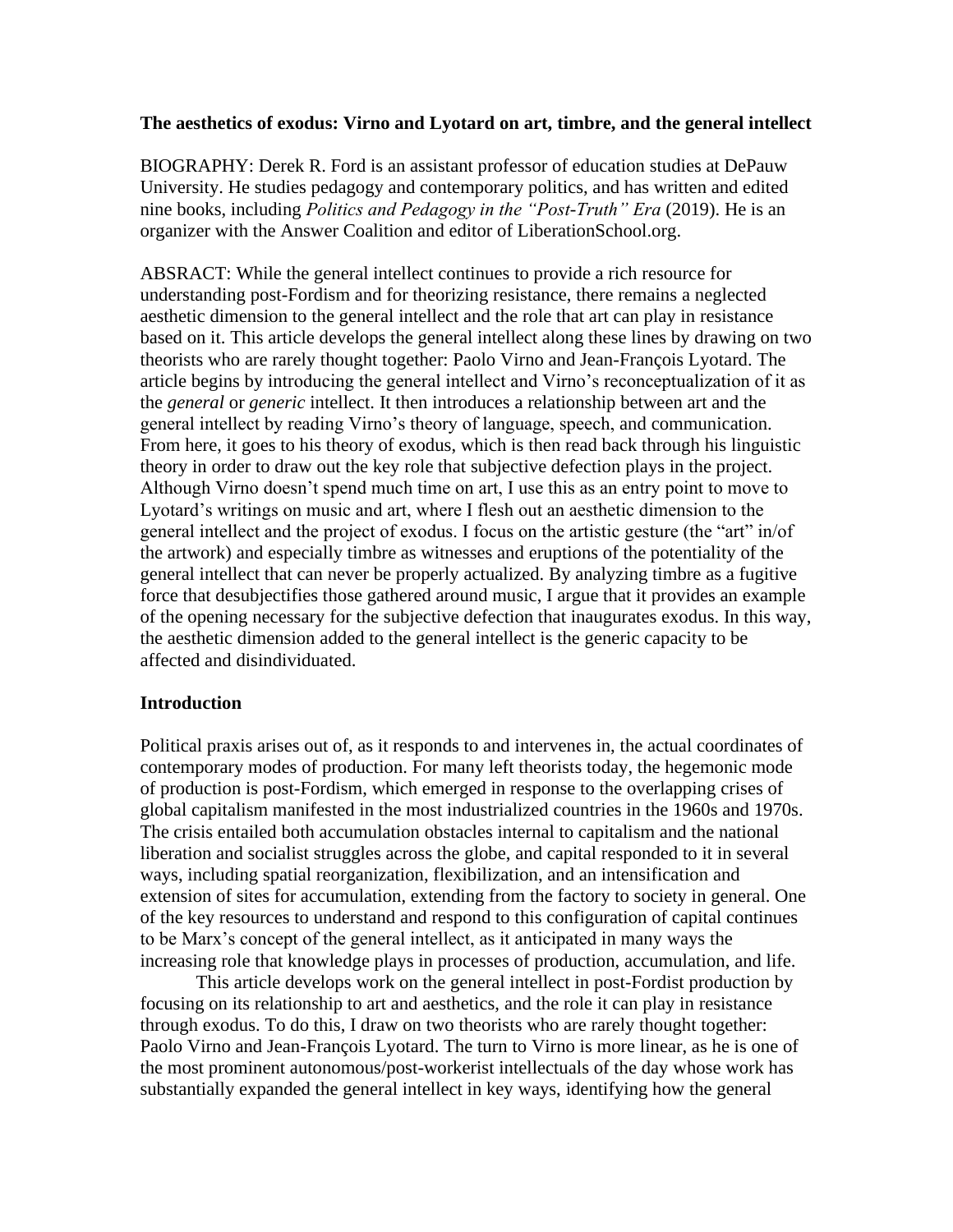**The aesthetics of exodus: Virno and Lyotard on art, timbre, and the general intellect**

BIOGRAPHY: Derek R. Ford is an assistant professor of education studies at DePauw University. He studies pedagogy and contemporary politics, and has written and edited nine books, including *Politics and Pedagogy in the "Post-Truth" Era* (2019). He is an organizer with the Answer Coalition and editor of LiberationSchool.org.

ABSRACT: While the general intellect continues to provide a rich resource for understanding post-Fordism and for theorizing resistance, there remains a neglected aesthetic dimension to the general intellect and the role that art can play in resistance based on it. This article develops the general intellect along these lines by drawing on two theorists who are rarely thought together: Paolo Virno and Jean-François Lyotard. The article begins by introducing the general intellect and Virno's reconceptualization of it as the *general* or *generic* intellect. It then introduces a relationship between art and the general intellect by reading Virno's theory of language, speech, and communication. From here, it goes to his theory of exodus, which is then read back through his linguistic theory in order to draw out the key role that subjective defection plays in the project. Although Virno doesn't spend much time on art, I use this as an entry point to move to Lyotard's writings on music and art, where I flesh out an aesthetic dimension to the general intellect and the project of exodus. I focus on the artistic gesture (the "art" in/of the artwork) and especially timbre as witnesses and eruptions of the potentiality of the general intellect that can never be properly actualized. By analyzing timbre as a fugitive force that desubjectifies those gathered around music, I argue that it provides an example of the opening necessary for the subjective defection that inaugurates exodus. In this way, the aesthetic dimension added to the general intellect is the generic capacity to be affected and disindividuated.

## Introduction

Political praxis arises out of, as it responds to and intervenes in, the actual coordinates of contemporary modes of production. For many left theorists today, the hegemonic mode of production is post-Fordism, which emerged in response to the overlapping crises of global capitalism manifested in the most industrialized countries in the 1960s and 1970s. The crisis entailed both accumulation obstacles internal to capitalism and the national liberation and socialist struggles across the globe, and capital responded to it in several ways, including spatial reorganization, flexibilization, and an intensification and extension of sites for accumulation, extending from the factory to society in general. One of the key resources to understand and respond to this configuration of capital continues to be Marx's concept of the general intellect, as it anticipated in many ways the increasing role that knowledge plays in processes of production, accumulation, and life.

This article develops work on the general intellect in post-Fordist production by focusing on its relationship to art and aesthetics, and the role it can play in resistance through exodus. To do this, I draw on two theorists who are rarely thought together: Paolo Virno and Jean-François Lyotard. The turn to Virno is more linear, as he is one of the most prominent autonomous/post-workerist intellectuals of the day whose work has substantially expanded the general intellect in key ways, identifying how the general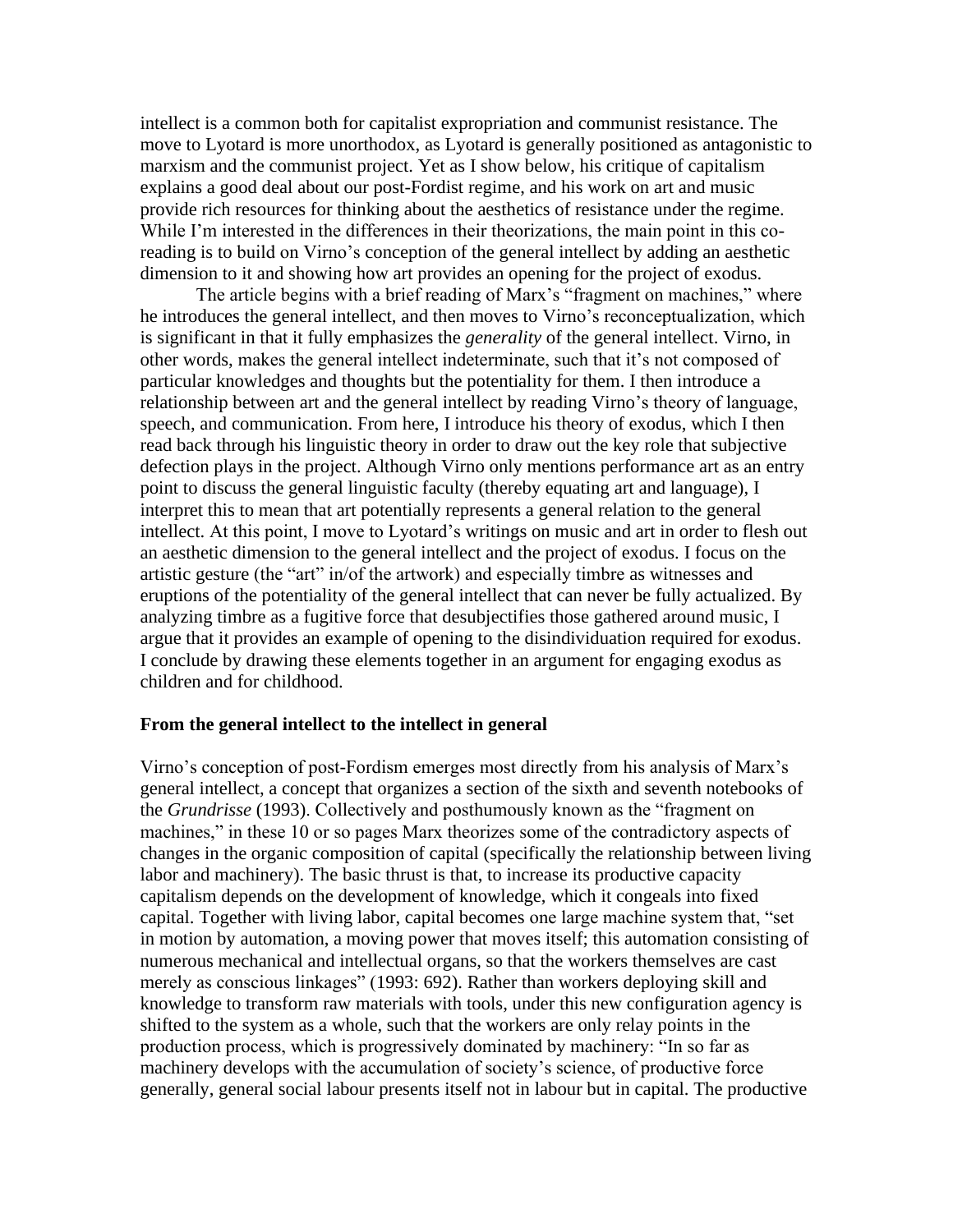intellect is a common both for capitalist expropriation and communist resistance. The move to Lyotard is more unorthodox, as Lyotard is generally positioned as antagonistic to marxism and the communist project. Yet as I show below, his critique of capitalism explains a good deal about our post-Fordist regime, and his work on art and music provide rich resources for thinking about the aesthetics of resistance under the regime. While I'm interested in the differences in their theorizations, the main point in this co-reading is to build on Virno's conception of the general intellect by adding an aesthetic dimension to it and showing how art provides an opening for the project of exodus.

The article begins with a brief reading of Marx's "fragment on machines," where he introduces the general intellect, and then moves to Virno's reconceptualization, which is significant in that it fully emphasizes the *generality* of the general intellect. Virno, in other words, makes the general intellect indeterminate, such that it's not composed of particular knowledges and thoughts but the potentiality for them. I then introduce a relationship between art and the general intellect by reading Virno's theory of language, speech, and communication. From here, I introduce his theory of exodus, which I then read back through his linguistic theory in order to draw out the key role that subjective defection plays in the project. Although Virno only mentions performance art as an entry point to discuss the general linguistic faculty (thereby equating art and language), I interpret this to mean that art potentially represents a general relation to the general intellect. At this point, I move to Lyotard's writings on music and art in order to flesh out an aesthetic dimension to the general intellect and the project of exodus. I focus on the artistic gesture (the "art" in/of the artwork) and especially timbre as witnesses and eruptions of the potentiality of the general intellect that can never be fully actualized. By analyzing timbre as a fugitive force that desubjectifies those gathered around music, I argue that it provides an example of opening to the disindividuation required for exodus. I conclude by drawing these elements together in an argument for engaging exodus as children and for childhood.

## From the general intellect to the intellect in general

Virno's conception of post-Fordism emerges most directly from his analysis of Marx's general intellect, a concept that organizes a section of the sixth and seventh notebooks of the *Grundrisse* (1993). Collectively and posthumously known as the "fragment on machines," in these 10 or so pages Marx theorizes some of the contradictory aspects of changes in the organic composition of capital (specifically the relationship between living labor and machinery). The basic thrust is that, to increase its productive capacity capitalism depends on the development of knowledge, which it congeals into fixed capital. Together with living labor, capital becomes one large machine system that, "set in motion by automation, a moving power that moves itself; this automation consisting of numerous mechanical and intellectual organs, so that the workers themselves are cast merely as conscious linkages" (1993: 692). Rather than workers deploying skill and knowledge to transform raw materials with tools, under this new configuration agency is shifted to the system as a whole, such that the workers are only relay points in the production process, which is progressively dominated by machinery: "In so far as machinery develops with the accumulation of society's science, of productive force generally, general social labour presents itself not in labour but in capital. The productive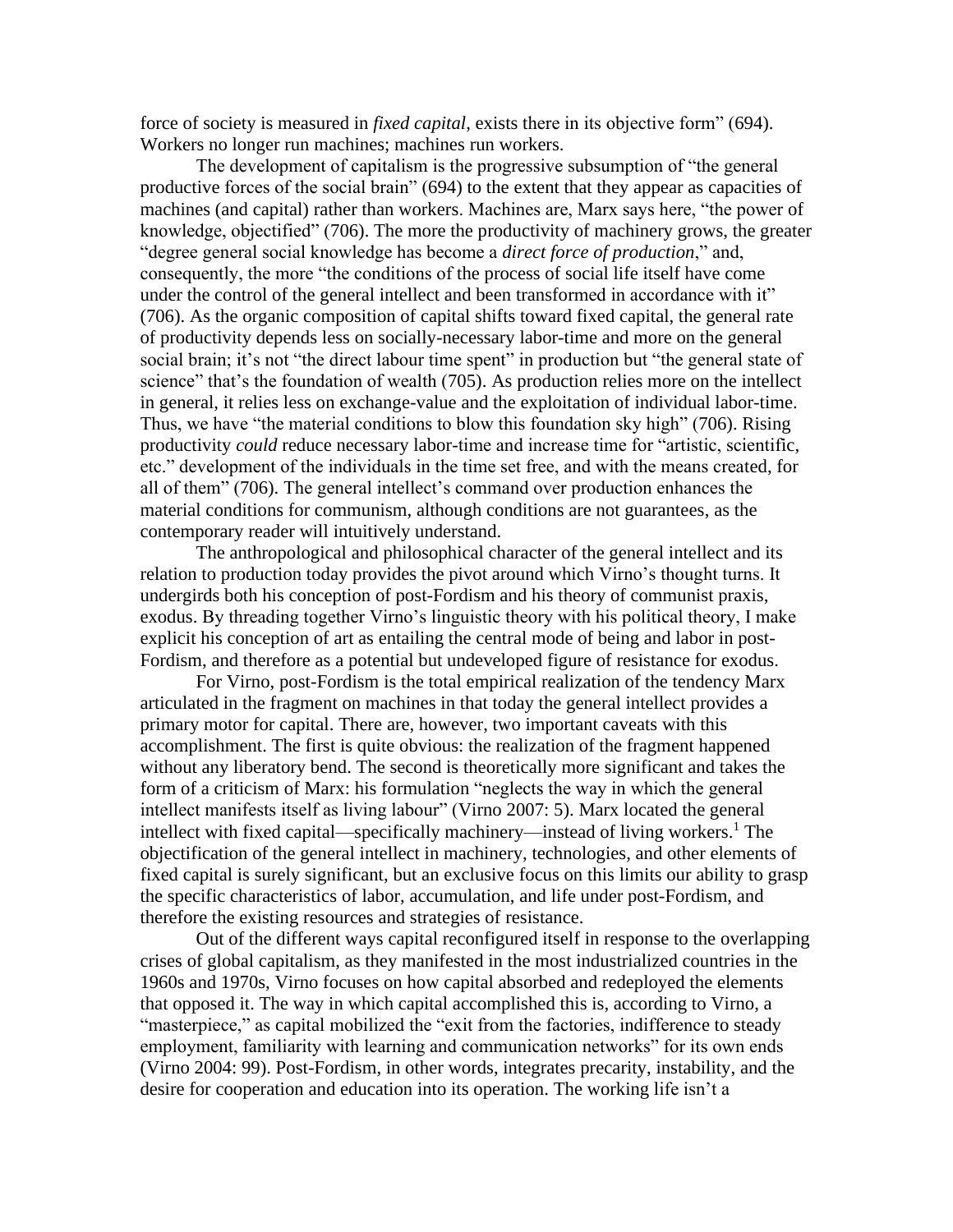force of society is measured in *fixed capital*, exists there in its objective form" (694). Workers no longer run machines; machines run workers.

The development of capitalism is the progressive subsumption of "the general productive forces of the social brain" (694) to the extent that they appear as capacities of machines (and capital) rather than workers. Machines are, Marx says here, "the power of knowledge, objectified" (706). The more the productivity of machinery grows, the greater "degree general social knowledge has become a *direct force of production*," and, consequently, the more "the conditions of the process of social life itself have come under the control of the general intellect and been transformed in accordance with it" (706). As the organic composition of capital shifts toward fixed capital, the general rate of productivity depends less on socially-necessary labor-time and more on the general social brain; it's not "the direct labour time spent" in production but "the general state of science" that's the foundation of wealth (705). As production relies more on the intellect in general, it relies less on exchange-value and the exploitation of individual labor-time. Thus, we have "the material conditions to blow this foundation sky high" (706). Rising productivity *could* reduce necessary labor-time and increase time for "artistic, scientific, etc." development of the individuals in the time set free, and with the means created, for all of them" (706). The general intellect's command over production enhances the material conditions for communism, although conditions are not guarantees, as the contemporary reader will intuitively understand.

The anthropological and philosophical character of the general intellect and its relation to production today provides the pivot around which Virno's thought turns. It undergirds both his conception of post-Fordism and his theory of communist praxis, exodus. By threading together Virno's linguistic theory with his political theory, I make explicit his conception of art as entailing the central mode of being and labor in post-Fordism, and therefore as a potential but undeveloped figure of resistance for exodus.

For Virno, post-Fordism is the total empirical realization of the tendency Marx articulated in the fragment on machines in that today the general intellect provides a primary motor for capital. There are, however, two important caveats with this accomplishment. The first is quite obvious: the realization of the fragment happened without any liberatory bend. The second is theoretically more significant and takes the form of a criticism of Marx: his formulation "neglects the way in which the general intellect manifests itself as living labour" (Virno 2007: 5). Marx located the general intellect with fixed capital—specifically machinery—instead of living workers.[1] The objectification of the general intellect in machinery, technologies, and other elements of fixed capital is surely significant, but an exclusive focus on this limits our ability to grasp the specific characteristics of labor, accumulation, and life under post-Fordism, and therefore the existing resources and strategies of resistance.

Out of the different ways capital reconfigured itself in response to the overlapping crises of global capitalism, as they manifested in the most industrialized countries in the 1960s and 1970s, Virno focuses on how capital absorbed and redeployed the elements that opposed it. The way in which capital accomplished this is, according to Virno, a "masterpiece," as capital mobilized the "exit from the factories, indifference to steady employment, familiarity with learning and communication networks" for its own ends (Virno 2004: 99). Post-Fordism, in other words, integrates precarity, instability, and the desire for cooperation and education into its operation. The working life isn't a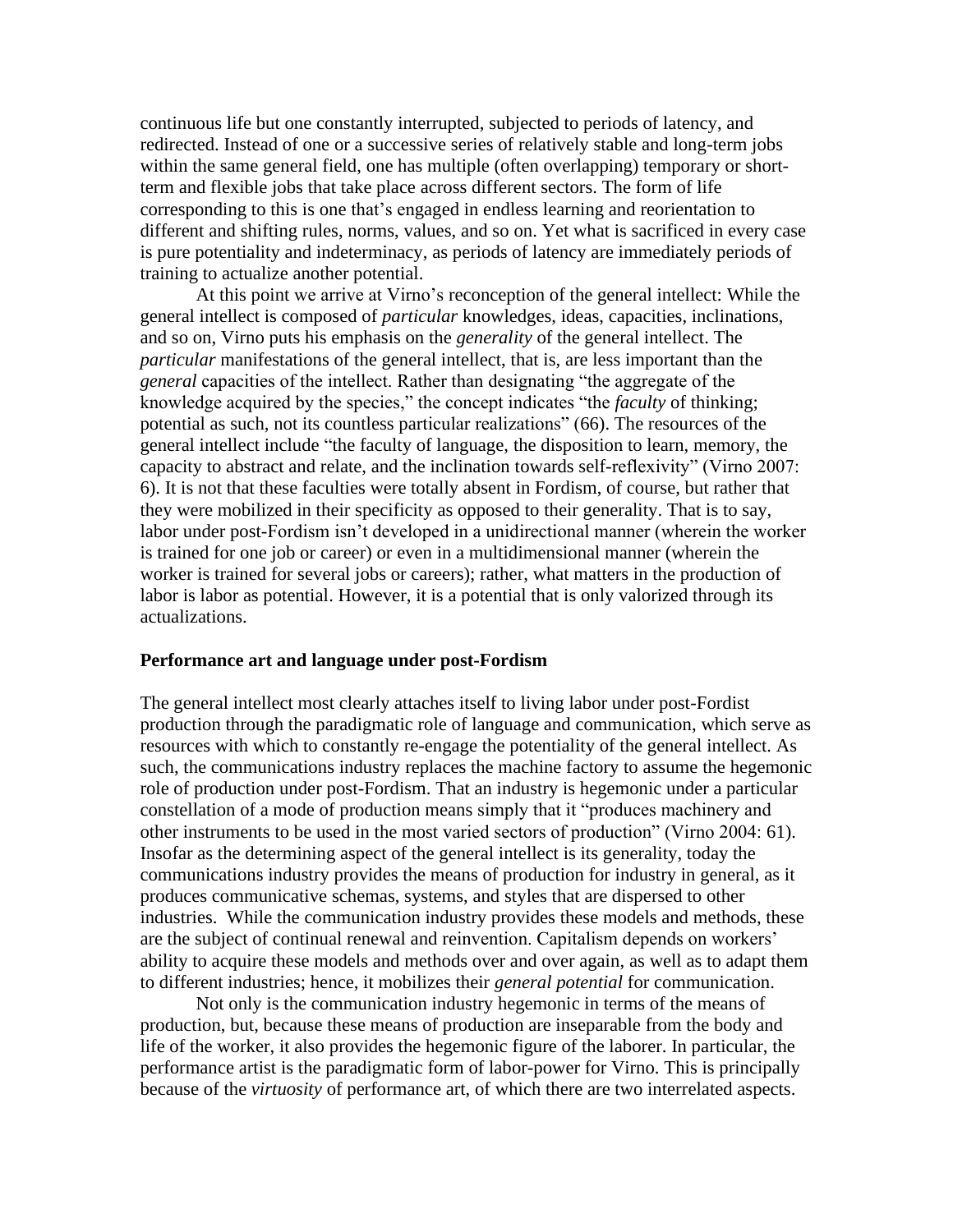continuous life but one constantly interrupted, subjected to periods of latency, and redirected. Instead of one or a successive series of relatively stable and long-term jobs within the same general field, one has multiple (often overlapping) temporary or short-term and flexible jobs that take place across different sectors. The form of life corresponding to this is one that's engaged in endless learning and reorientation to different and shifting rules, norms, values, and so on. Yet what is sacrificed in every case is pure potentiality and indeterminacy, as periods of latency are immediately periods of training to actualize another potential.

At this point we arrive at Virno's reconception of the general intellect: While the general intellect is composed of *particular* knowledges, ideas, capacities, inclinations, and so on, Virno puts his emphasis on the *generality* of the general intellect. The *particular* manifestations of the general intellect, that is, are less important than the *general* capacities of the intellect. Rather than designating "the aggregate of the knowledge acquired by the species," the concept indicates "the *faculty* of thinking; potential as such, not its countless particular realizations" (66). The resources of the general intellect include "the faculty of language, the disposition to learn, memory, the capacity to abstract and relate, and the inclination towards self-reflexivity" (Virno 2007: 6). It is not that these faculties were totally absent in Fordism, of course, but rather that they were mobilized in their specificity as opposed to their generality. That is to say, labor under post-Fordism isn't developed in a unidirectional manner (wherein the worker is trained for one job or career) or even in a multidimensional manner (wherein the worker is trained for several jobs or careers); rather, what matters in the production of labor is labor as potential. However, it is a potential that is only valorized through its actualizations.

### Performance art and language under post-Fordism

The general intellect most clearly attaches itself to living labor under post-Fordist production through the paradigmatic role of language and communication, which serve as resources with which to constantly re-engage the potentiality of the general intellect. As such, the communications industry replaces the machine factory to assume the hegemonic role of production under post-Fordism. That an industry is hegemonic under a particular constellation of a mode of production means simply that it "produces machinery and other instruments to be used in the most varied sectors of production" (Virno 2004: 61). Insofar as the determining aspect of the general intellect is its generality, today the communications industry provides the means of production for industry in general, as it produces communicative schemas, systems, and styles that are dispersed to other industries. While the communication industry provides these models and methods, these are the subject of continual renewal and reinvention. Capitalism depends on workers' ability to acquire these models and methods over and over again, as well as to adapt them to different industries; hence, it mobilizes their *general potential* for communication.

Not only is the communication industry hegemonic in terms of the means of production, but, because these means of production are inseparable from the body and life of the worker, it also provides the hegemonic figure of the laborer. In particular, the performance artist is the paradigmatic form of labor-power for Virno. This is principally because of the *virtuosity* of performance art, of which there are two interrelated aspects.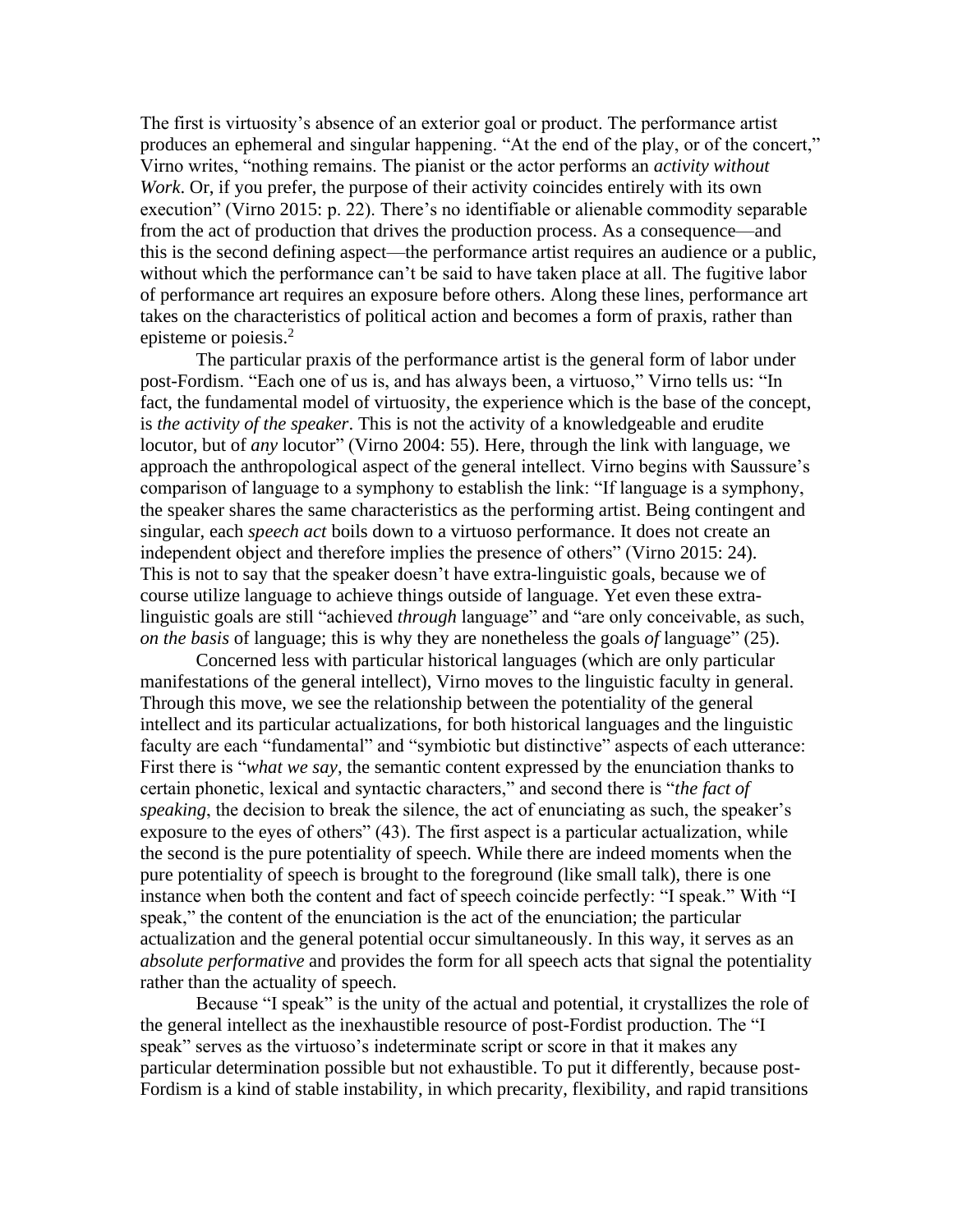The first is virtuosity's absence of an exterior goal or product. The performance artist produces an ephemeral and singular happening. "At the end of the play, or of the concert," Virno writes, "nothing remains. The pianist or the actor performs an *activity without Work*. Or, if you prefer, the purpose of their activity coincides entirely with its own execution" (Virno 2015: p. 22). There's no identifiable or alienable commodity separable from the act of production that drives the production process. As a consequence—and this is the second defining aspect—the performance artist requires an audience or a public, without which the performance can't be said to have taken place at all. The fugitive labor of performance art requires an exposure before others. Along these lines, performance art takes on the characteristics of political action and becomes a form of praxis, rather than episteme or poiesis.[2]

The particular praxis of the performance artist is the general form of labor under post-Fordism. "Each one of us is, and has always been, a virtuoso," Virno tells us: "In fact, the fundamental model of virtuosity, the experience which is the base of the concept, is *the activity of the speaker*. This is not the activity of a knowledgeable and erudite locutor, but of *any* locutor" (Virno 2004: 55). Here, through the link with language, we approach the anthropological aspect of the general intellect. Virno begins with Saussure's comparison of language to a symphony to establish the link: "If language is a symphony, the speaker shares the same characteristics as the performing artist. Being contingent and singular, each *speech act* boils down to a virtuoso performance. It does not create an independent object and therefore implies the presence of others" (Virno 2015: 24). This is not to say that the speaker doesn't have extra-linguistic goals, because we of course utilize language to achieve things outside of language. Yet even these extra-linguistic goals are still "achieved *through* language" and "are only conceivable, as such, *on the basis* of language; this is why they are nonetheless the goals *of* language" (25).

Concerned less with particular historical languages (which are only particular manifestations of the general intellect), Virno moves to the linguistic faculty in general. Through this move, we see the relationship between the potentiality of the general intellect and its particular actualizations, for both historical languages and the linguistic faculty are each "fundamental" and "symbiotic but distinctive" aspects of each utterance: First there is "*what we say*, the semantic content expressed by the enunciation thanks to certain phonetic, lexical and syntactic characters," and second there is "*the fact of speaking*, the decision to break the silence, the act of enunciating as such, the speaker's exposure to the eyes of others" (43). The first aspect is a particular actualization, while the second is the pure potentiality of speech. While there are indeed moments when the pure potentiality of speech is brought to the foreground (like small talk), there is one instance when both the content and fact of speech coincide perfectly: "I speak." With "I speak," the content of the enunciation is the act of the enunciation; the particular actualization and the general potential occur simultaneously. In this way, it serves as an *absolute performative* and provides the form for all speech acts that signal the potentiality rather than the actuality of speech.

Because "I speak" is the unity of the actual and potential, it crystallizes the role of the general intellect as the inexhaustible resource of post-Fordist production. The "I speak" serves as the virtuoso's indeterminate script or score in that it makes any particular determination possible but not exhaustible. To put it differently, because post-Fordism is a kind of stable instability, in which precarity, flexibility, and rapid transitions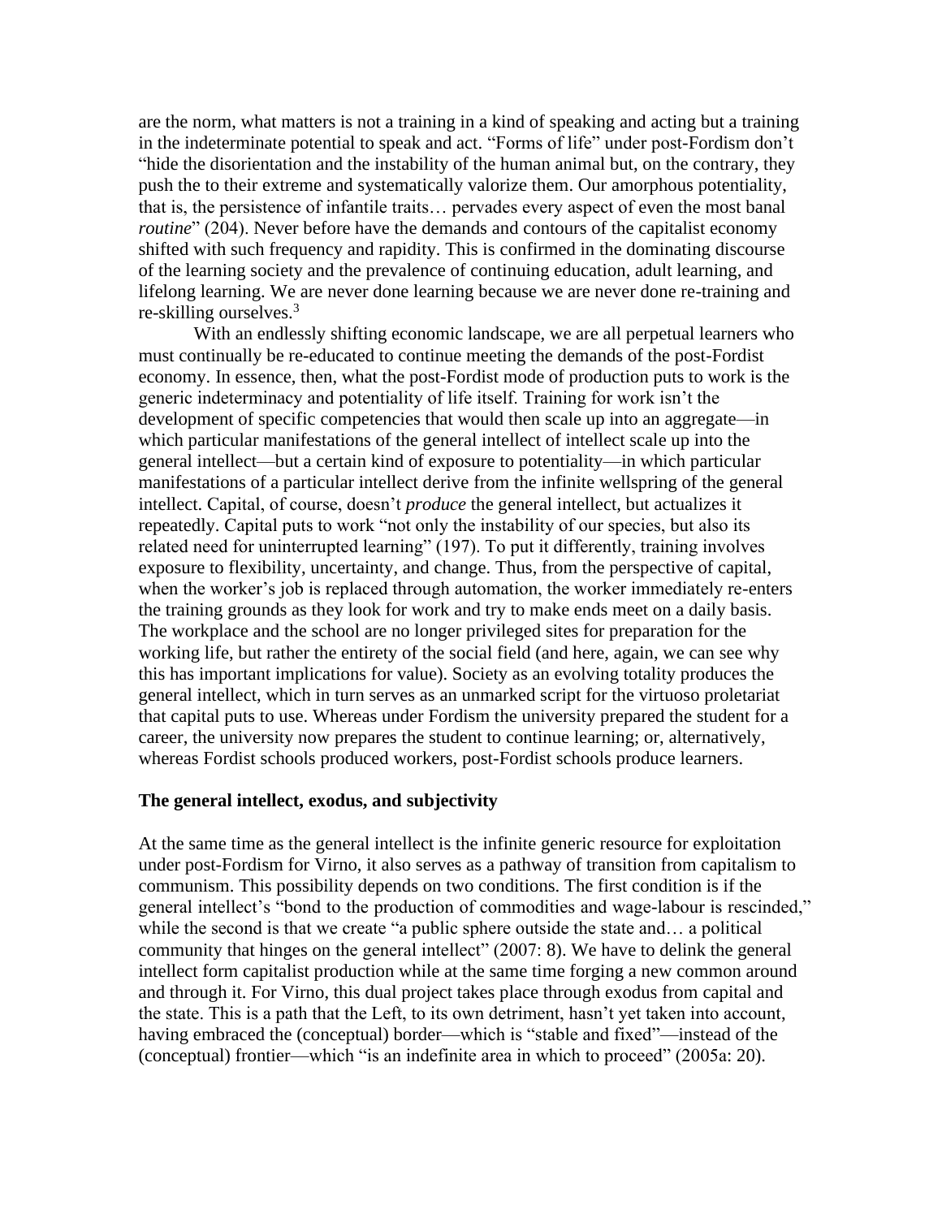are the norm, what matters is not a training in a kind of speaking and acting but a training in the indeterminate potential to speak and act. "Forms of life" under post-Fordism don't "hide the disorientation and the instability of the human animal but, on the contrary, they push the to their extreme and systematically valorize them. Our amorphous potentiality, that is, the persistence of infantile traits… pervades every aspect of even the most banal *routine*" (204). Never before have the demands and contours of the capitalist economy shifted with such frequency and rapidity. This is confirmed in the dominating discourse of the learning society and the prevalence of continuing education, adult learning, and lifelong learning. We are never done learning because we are never done re-training and re-skilling ourselves.[3]

With an endlessly shifting economic landscape, we are all perpetual learners who must continually be re-educated to continue meeting the demands of the post-Fordist economy. In essence, then, what the post-Fordist mode of production puts to work is the generic indeterminacy and potentiality of life itself. Training for work isn't the development of specific competencies that would then scale up into an aggregate—in which particular manifestations of the general intellect of intellect scale up into the general intellect—but a certain kind of exposure to potentiality—in which particular manifestations of a particular intellect derive from the infinite wellspring of the general intellect. Capital, of course, doesn't *produce* the general intellect, but actualizes it repeatedly. Capital puts to work "not only the instability of our species, but also its related need for uninterrupted learning" (197). To put it differently, training involves exposure to flexibility, uncertainty, and change. Thus, from the perspective of capital, when the worker's job is replaced through automation, the worker immediately re-enters the training grounds as they look for work and try to make ends meet on a daily basis. The workplace and the school are no longer privileged sites for preparation for the working life, but rather the entirety of the social field (and here, again, we can see why this has important implications for value). Society as an evolving totality produces the general intellect, which in turn serves as an unmarked script for the virtuoso proletariat that capital puts to use. Whereas under Fordism the university prepared the student for a career, the university now prepares the student to continue learning; or, alternatively, whereas Fordist schools produced workers, post-Fordist schools produce learners.

### The general intellect, exodus, and subjectivity

At the same time as the general intellect is the infinite generic resource for exploitation under post-Fordism for Virno, it also serves as a pathway of transition from capitalism to communism. This possibility depends on two conditions. The first condition is if the general intellect's "bond to the production of commodities and wage-labour is rescinded," while the second is that we create "a public sphere outside the state and… a political community that hinges on the general intellect" (2007: 8). We have to delink the general intellect form capitalist production while at the same time forging a new common around and through it. For Virno, this dual project takes place through exodus from capital and the state. This is a path that the Left, to its own detriment, hasn't yet taken into account, having embraced the (conceptual) border—which is "stable and fixed"—instead of the (conceptual) frontier—which "is an indefinite area in which to proceed" (2005a: 20).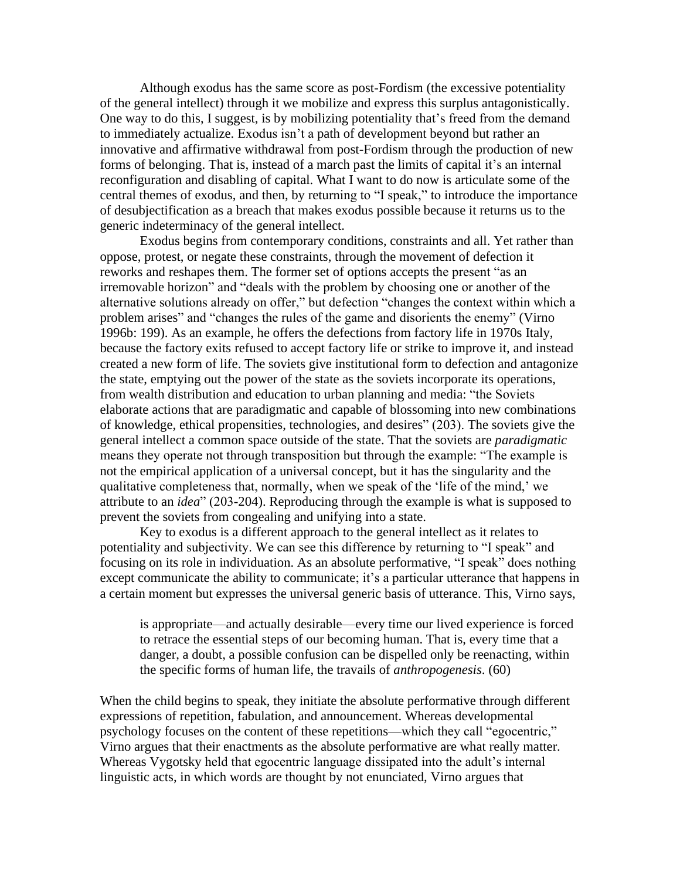Although exodus has the same score as post-Fordism (the excessive potentiality of the general intellect) through it we mobilize and express this surplus antagonistically. One way to do this, I suggest, is by mobilizing potentiality that's freed from the demand to immediately actualize. Exodus isn't a path of development beyond but rather an innovative and affirmative withdrawal from post-Fordism through the production of new forms of belonging. That is, instead of a march past the limits of capital it's an internal reconfiguration and disabling of capital. What I want to do now is articulate some of the central themes of exodus, and then, by returning to "I speak," to introduce the importance of desubjectification as a breach that makes exodus possible because it returns us to the generic indeterminacy of the general intellect.

Exodus begins from contemporary conditions, constraints and all. Yet rather than oppose, protest, or negate these constraints, through the movement of defection it reworks and reshapes them. The former set of options accepts the present "as an irremovable horizon" and "deals with the problem by choosing one or another of the alternative solutions already on offer," but defection "changes the context within which a problem arises" and "changes the rules of the game and disorients the enemy" (Virno 1996b: 199). As an example, he offers the defections from factory life in 1970s Italy, because the factory exits refused to accept factory life or strike to improve it, and instead created a new form of life. The soviets give institutional form to defection and antagonize the state, emptying out the power of the state as the soviets incorporate its operations, from wealth distribution and education to urban planning and media: "the Soviets elaborate actions that are paradigmatic and capable of blossoming into new combinations of knowledge, ethical propensities, technologies, and desires" (203). The soviets give the general intellect a common space outside of the state. That the soviets are *paradigmatic* means they operate not through transposition but through the example: "The example is not the empirical application of a universal concept, but it has the singularity and the qualitative completeness that, normally, when we speak of the 'life of the mind,' we attribute to an *idea*" (203-204). Reproducing through the example is what is supposed to prevent the soviets from congealing and unifying into a state.

Key to exodus is a different approach to the general intellect as it relates to potentiality and subjectivity. We can see this difference by returning to "I speak" and focusing on its role in individuation. As an absolute performative, "I speak" does nothing except communicate the ability to communicate; it's a particular utterance that happens in a certain moment but expresses the universal generic basis of utterance. This, Virno says,

> is appropriate—and actually desirable—every time our lived experience is forced to retrace the essential steps of our becoming human. That is, every time that a danger, a doubt, a possible confusion can be dispelled only be reenacting, within the specific forms of human life, the travails of *anthropogenesis*. (60)

When the child begins to speak, they initiate the absolute performative through different expressions of repetition, fabulation, and announcement. Whereas developmental psychology focuses on the content of these repetitions—which they call "egocentric," Virno argues that their enactments as the absolute performative are what really matter. Whereas Vygotsky held that egocentric language dissipated into the adult's internal linguistic acts, in which words are thought by not enunciated, Virno argues that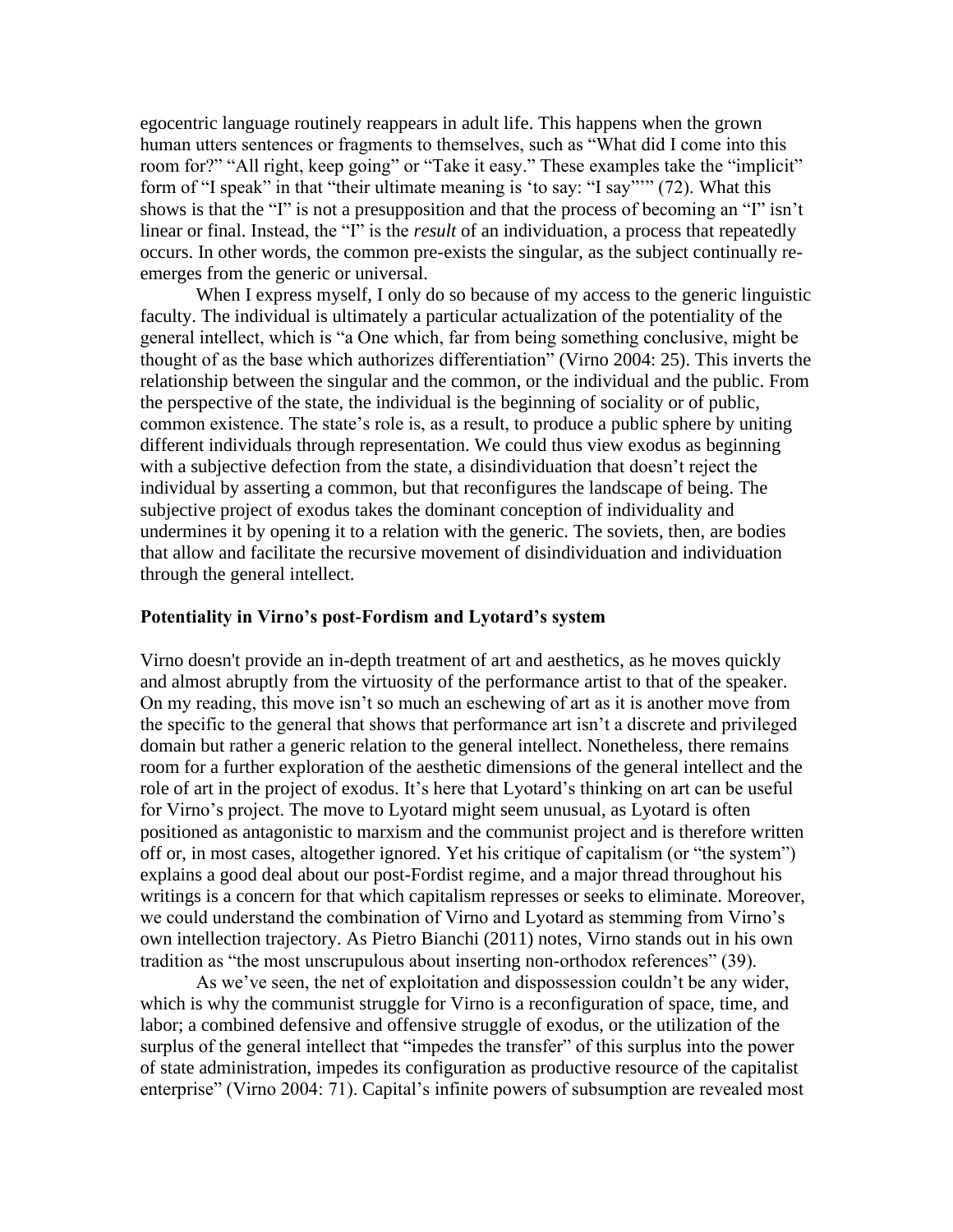egocentric language routinely reappears in adult life. This happens when the grown human utters sentences or fragments to themselves, such as "What did I come into this room for?" "All right, keep going" or "Take it easy." These examples take the "implicit" form of "I speak" in that "their ultimate meaning is 'to say: "I say"'" (72). What this shows is that the "I" is not a presupposition and that the process of becoming an "I" isn't linear or final. Instead, the "I" is the *result* of an individuation, a process that repeatedly occurs. In other words, the common pre-exists the singular, as the subject continually re-emerges from the generic or universal.

When I express myself, I only do so because of my access to the generic linguistic faculty. The individual is ultimately a particular actualization of the potentiality of the general intellect, which is "a One which, far from being something conclusive, might be thought of as the base which authorizes differentiation" (Virno 2004: 25). This inverts the relationship between the singular and the common, or the individual and the public. From the perspective of the state, the individual is the beginning of sociality or of public, common existence. The state's role is, as a result, to produce a public sphere by uniting different individuals through representation. We could thus view exodus as beginning with a subjective defection from the state, a disindividuation that doesn't reject the individual by asserting a common, but that reconfigures the landscape of being. The subjective project of exodus takes the dominant conception of individuality and undermines it by opening it to a relation with the generic. The soviets, then, are bodies that allow and facilitate the recursive movement of disindividuation and individuation through the general intellect.

### Potentiality in Virno's post-Fordism and Lyotard's system

Virno doesn't provide an in-depth treatment of art and aesthetics, as he moves quickly and almost abruptly from the virtuosity of the performance artist to that of the speaker. On my reading, this move isn't so much an eschewing of art as it is another move from the specific to the general that shows that performance art isn't a discrete and privileged domain but rather a generic relation to the general intellect. Nonetheless, there remains room for a further exploration of the aesthetic dimensions of the general intellect and the role of art in the project of exodus. It's here that Lyotard's thinking on art can be useful for Virno's project. The move to Lyotard might seem unusual, as Lyotard is often positioned as antagonistic to marxism and the communist project and is therefore written off or, in most cases, altogether ignored. Yet his critique of capitalism (or "the system") explains a good deal about our post-Fordist regime, and a major thread throughout his writings is a concern for that which capitalism represses or seeks to eliminate. Moreover, we could understand the combination of Virno and Lyotard as stemming from Virno's own intellection trajectory. As Pietro Bianchi (2011) notes, Virno stands out in his own tradition as "the most unscrupulous about inserting non-orthodox references" (39).

As we've seen, the net of exploitation and dispossession couldn't be any wider, which is why the communist struggle for Virno is a reconfiguration of space, time, and labor; a combined defensive and offensive struggle of exodus, or the utilization of the surplus of the general intellect that "impedes the transfer" of this surplus into the power of state administration, impedes its configuration as productive resource of the capitalist enterprise" (Virno 2004: 71). Capital's infinite powers of subsumption are revealed most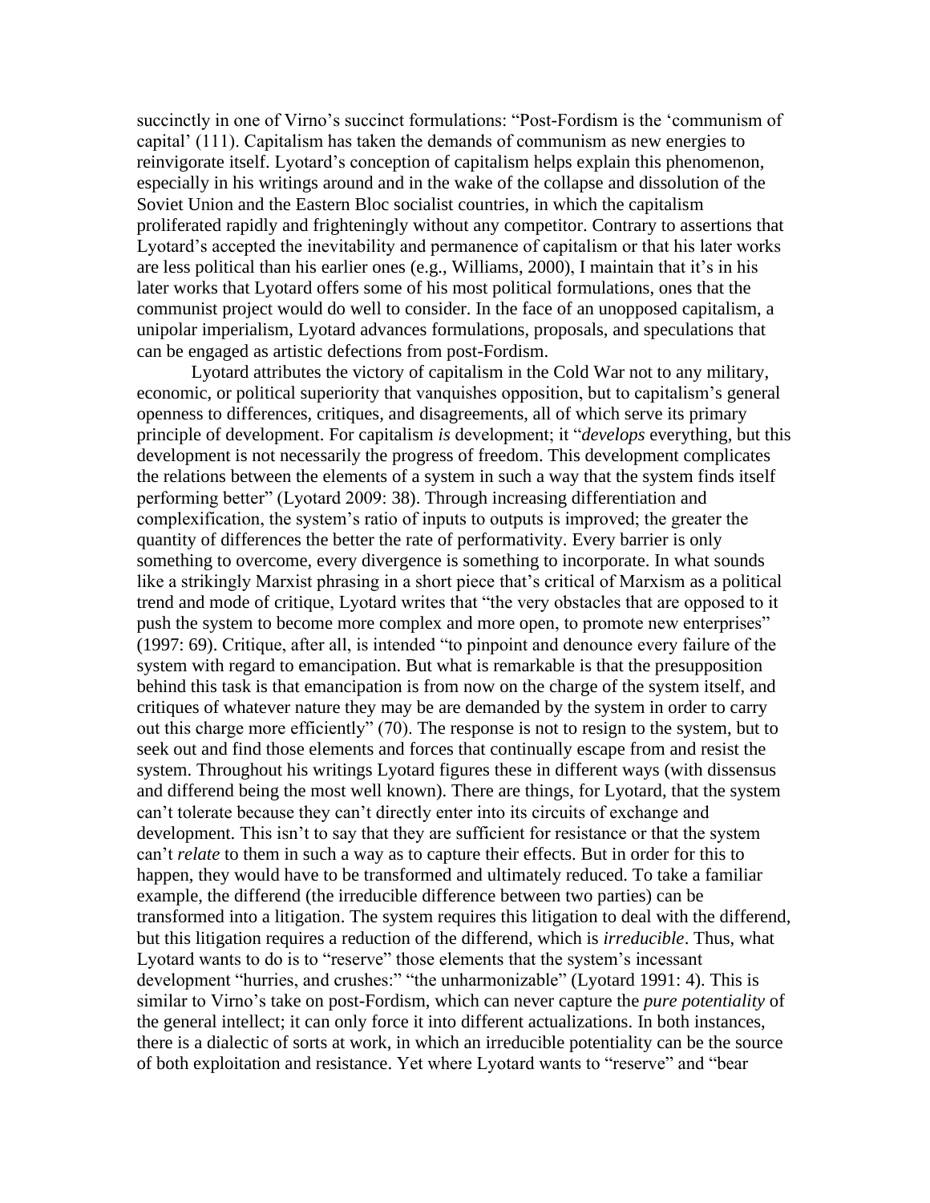succinctly in one of Virno's succinct formulations: "Post-Fordism is the 'communism of capital' (111). Capitalism has taken the demands of communism as new energies to reinvigorate itself. Lyotard's conception of capitalism helps explain this phenomenon, especially in his writings around and in the wake of the collapse and dissolution of the Soviet Union and the Eastern Bloc socialist countries, in which the capitalism proliferated rapidly and frighteningly without any competitor. Contrary to assertions that Lyotard's accepted the inevitability and permanence of capitalism or that his later works are less political than his earlier ones (e.g., Williams, 2000), I maintain that it's in his later works that Lyotard offers some of his most political formulations, ones that the communist project would do well to consider. In the face of an unopposed capitalism, a unipolar imperialism, Lyotard advances formulations, proposals, and speculations that can be engaged as artistic defections from post-Fordism.

Lyotard attributes the victory of capitalism in the Cold War not to any military, economic, or political superiority that vanquishes opposition, but to capitalism's general openness to differences, critiques, and disagreements, all of which serve its primary principle of development. For capitalism *is* development; it "*develops* everything, but this development is not necessarily the progress of freedom. This development complicates the relations between the elements of a system in such a way that the system finds itself performing better" (Lyotard 2009: 38). Through increasing differentiation and complexification, the system's ratio of inputs to outputs is improved; the greater the quantity of differences the better the rate of performativity. Every barrier is only something to overcome, every divergence is something to incorporate. In what sounds like a strikingly Marxist phrasing in a short piece that's critical of Marxism as a political trend and mode of critique, Lyotard writes that "the very obstacles that are opposed to it push the system to become more complex and more open, to promote new enterprises" (1997: 69). Critique, after all, is intended "to pinpoint and denounce every failure of the system with regard to emancipation. But what is remarkable is that the presupposition behind this task is that emancipation is from now on the charge of the system itself, and critiques of whatever nature they may be are demanded by the system in order to carry out this charge more efficiently" (70). The response is not to resign to the system, but to seek out and find those elements and forces that continually escape from and resist the system. Throughout his writings Lyotard figures these in different ways (with dissensus and differend being the most well known). There are things, for Lyotard, that the system can't tolerate because they can't directly enter into its circuits of exchange and development. This isn't to say that they are sufficient for resistance or that the system can't *relate* to them in such a way as to capture their effects. But in order for this to happen, they would have to be transformed and ultimately reduced. To take a familiar example, the differend (the irreducible difference between two parties) can be transformed into a litigation. The system requires this litigation to deal with the differend, but this litigation requires a reduction of the differend, which is *irreducible*. Thus, what Lyotard wants to do is to "reserve" those elements that the system's incessant development "hurries, and crushes:" "the unharmonizable" (Lyotard 1991: 4). This is similar to Virno's take on post-Fordism, which can never capture the *pure potentiality* of the general intellect; it can only force it into different actualizations. In both instances, there is a dialectic of sorts at work, in which an irreducible potentiality can be the source of both exploitation and resistance. Yet where Lyotard wants to "reserve" and "bear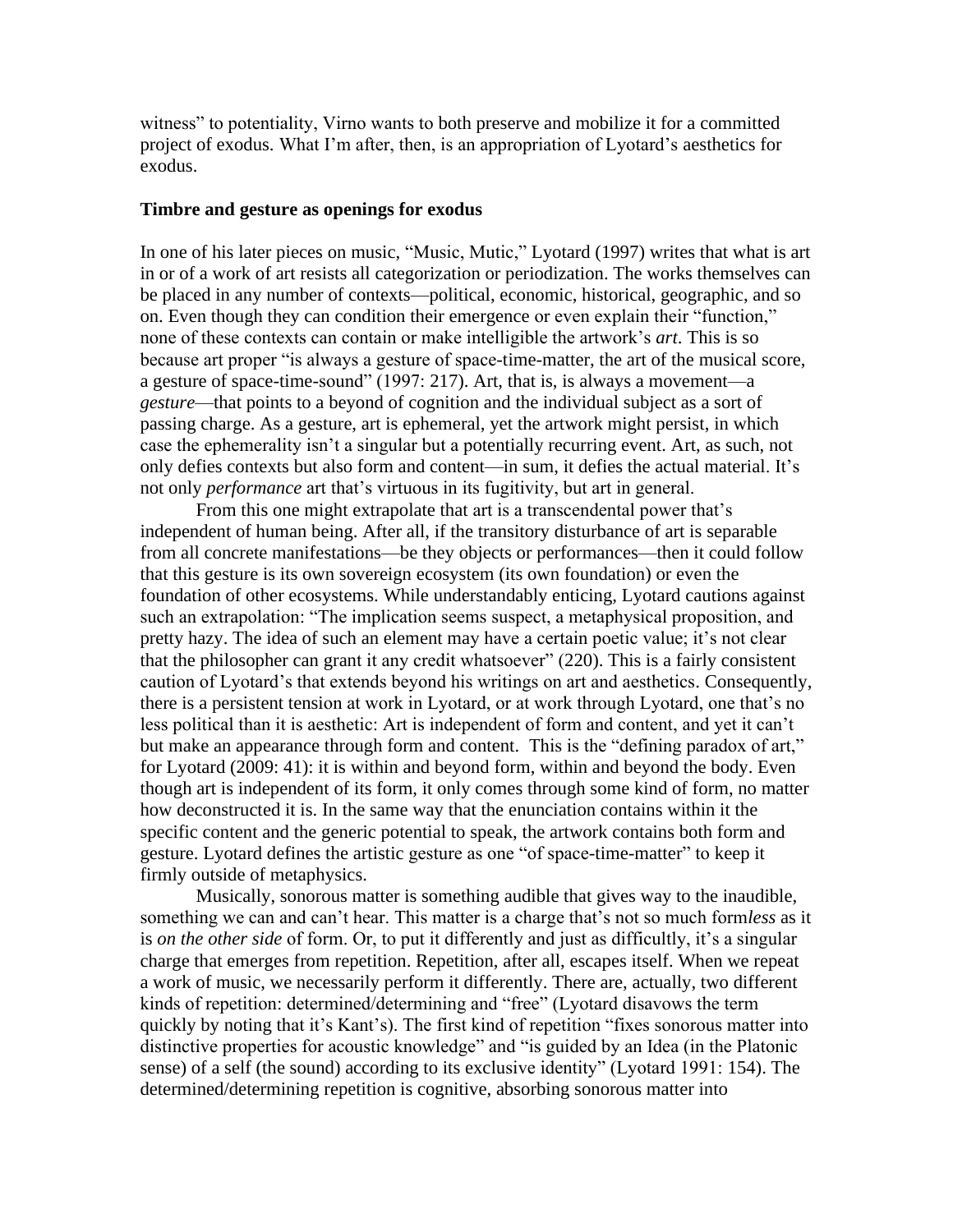witness" to potentiality, Virno wants to both preserve and mobilize it for a committed project of exodus. What I'm after, then, is an appropriation of Lyotard's aesthetics for exodus.

**Timbre and gesture as openings for exodus**

In one of his later pieces on music, "Music, Mutic," Lyotard (1997) writes that what is art in or of a work of art resists all categorization or periodization. The works themselves can be placed in any number of contexts—political, economic, historical, geographic, and so on. Even though they can condition their emergence or even explain their "function," none of these contexts can contain or make intelligible the artwork's *art*. This is so because art proper "is always a gesture of space-time-matter, the art of the musical score, a gesture of space-time-sound" (1997: 217). Art, that is, is always a movement—a *gesture*—that points to a beyond of cognition and the individual subject as a sort of passing charge. As a gesture, art is ephemeral, yet the artwork might persist, in which case the ephemerality isn't a singular but a potentially recurring event. Art, as such, not only defies contexts but also form and content—in sum, it defies the actual material. It's not only *performance* art that's virtuous in its fugitivity, but art in general.

From this one might extrapolate that art is a transcendental power that's independent of human being. After all, if the transitory disturbance of art is separable from all concrete manifestations—be they objects or performances—then it could follow that this gesture is its own sovereign ecosystem (its own foundation) or even the foundation of other ecosystems. While understandably enticing, Lyotard cautions against such an extrapolation: "The implication seems suspect, a metaphysical proposition, and pretty hazy. The idea of such an element may have a certain poetic value; it's not clear that the philosopher can grant it any credit whatsoever" (220). This is a fairly consistent caution of Lyotard's that extends beyond his writings on art and aesthetics. Consequently, there is a persistent tension at work in Lyotard, or at work through Lyotard, one that's no less political than it is aesthetic: Art is independent of form and content, and yet it can't but make an appearance through form and content. This is the "defining paradox of art," for Lyotard (2009: 41): it is within and beyond form, within and beyond the body. Even though art is independent of its form, it only comes through some kind of form, no matter how deconstructed it is. In the same way that the enunciation contains within it the specific content and the generic potential to speak, the artwork contains both form and gesture. Lyotard defines the artistic gesture as one "of space-time-matter" to keep it firmly outside of metaphysics.

Musically, sonorous matter is something audible that gives way to the inaudible, something we can and can't hear. This matter is a charge that's not so much form*less* as it is *on the other side* of form. Or, to put it differently and just as difficultly, it's a singular charge that emerges from repetition. Repetition, after all, escapes itself. When we repeat a work of music, we necessarily perform it differently. There are, actually, two different kinds of repetition: determined/determining and "free" (Lyotard disavows the term quickly by noting that it's Kant's). The first kind of repetition "fixes sonorous matter into distinctive properties for acoustic knowledge" and "is guided by an Idea (in the Platonic sense) of a self (the sound) according to its exclusive identity" (Lyotard 1991: 154). The determined/determining repetition is cognitive, absorbing sonorous matter into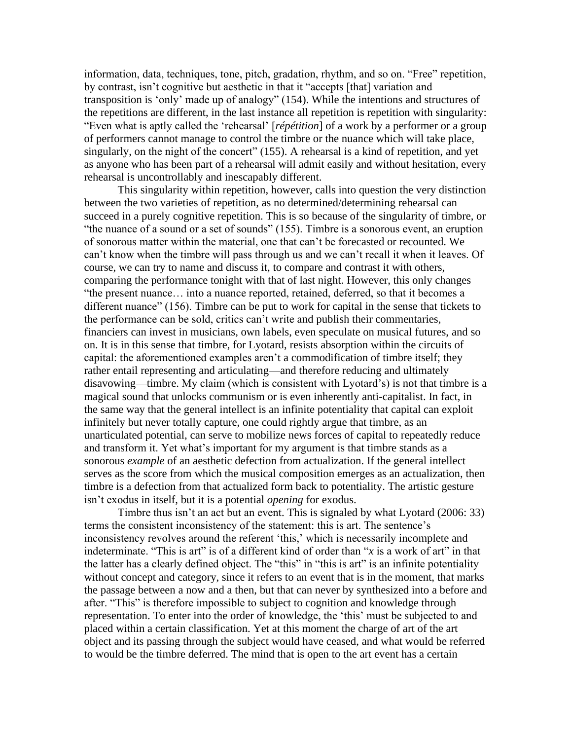information, data, techniques, tone, pitch, gradation, rhythm, and so on. "Free" repetition, by contrast, isn't cognitive but aesthetic in that it "accepts [that] variation and transposition is 'only' made up of analogy" (154). While the intentions and structures of the repetitions are different, in the last instance all repetition is repetition with singularity: "Even what is aptly called the 'rehearsal' [*répétition*] of a work by a performer or a group of performers cannot manage to control the timbre or the nuance which will take place, singularly, on the night of the concert" (155). A rehearsal is a kind of repetition, and yet as anyone who has been part of a rehearsal will admit easily and without hesitation, every rehearsal is uncontrollably and inescapably different.

This singularity within repetition, however, calls into question the very distinction between the two varieties of repetition, as no determined/determining rehearsal can succeed in a purely cognitive repetition. This is so because of the singularity of timbre, or "the nuance of a sound or a set of sounds" (155). Timbre is a sonorous event, an eruption of sonorous matter within the material, one that can't be forecasted or recounted. We can't know when the timbre will pass through us and we can't recall it when it leaves. Of course, we can try to name and discuss it, to compare and contrast it with others, comparing the performance tonight with that of last night. However, this only changes "the present nuance… into a nuance reported, retained, deferred, so that it becomes a different nuance" (156). Timbre can be put to work for capital in the sense that tickets to the performance can be sold, critics can't write and publish their commentaries, financiers can invest in musicians, own labels, even speculate on musical futures, and so on. It is in this sense that timbre, for Lyotard, resists absorption within the circuits of capital: the aforementioned examples aren't a commodification of timbre itself; they rather entail representing and articulating—and therefore reducing and ultimately disavowing—timbre. My claim (which is consistent with Lyotard's) is not that timbre is a magical sound that unlocks communism or is even inherently anti-capitalist. In fact, in the same way that the general intellect is an infinite potentiality that capital can exploit infinitely but never totally capture, one could rightly argue that timbre, as an unarticulated potential, can serve to mobilize news forces of capital to repeatedly reduce and transform it. Yet what's important for my argument is that timbre stands as a sonorous *example* of an aesthetic defection from actualization. If the general intellect serves as the score from which the musical composition emerges as an actualization, then timbre is a defection from that actualized form back to potentiality. The artistic gesture isn't exodus in itself, but it is a potential *opening* for exodus.

Timbre thus isn't an act but an event. This is signaled by what Lyotard (2006: 33) terms the consistent inconsistency of the statement: this is art. The sentence's inconsistency revolves around the referent 'this,' which is necessarily incomplete and indeterminate. "This is art" is of a different kind of order than "*x* is a work of art" in that the latter has a clearly defined object. The "this" in "this is art" is an infinite potentiality without concept and category, since it refers to an event that is in the moment, that marks the passage between a now and a then, but that can never by synthesized into a before and after. "This" is therefore impossible to subject to cognition and knowledge through representation. To enter into the order of knowledge, the 'this' must be subjected to and placed within a certain classification. Yet at this moment the charge of art of the art object and its passing through the subject would have ceased, and what would be referred to would be the timbre deferred. The mind that is open to the art event has a certain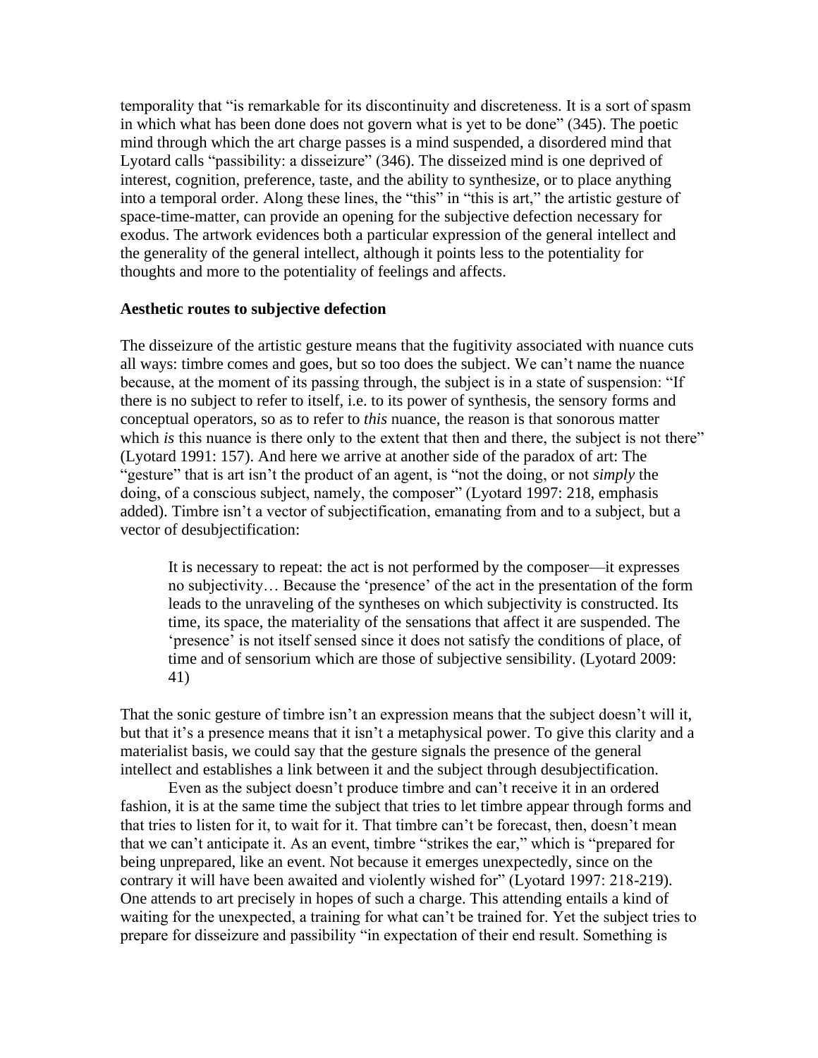temporality that "is remarkable for its discontinuity and discreteness. It is a sort of spasm in which what has been done does not govern what is yet to be done" (345). The poetic mind through which the art charge passes is a mind suspended, a disordered mind that Lyotard calls "passibility: a disseizure" (346). The disseized mind is one deprived of interest, cognition, preference, taste, and the ability to synthesize, or to place anything into a temporal order. Along these lines, the "this" in "this is art," the artistic gesture of space-time-matter, can provide an opening for the subjective defection necessary for exodus. The artwork evidences both a particular expression of the general intellect and the generality of the general intellect, although it points less to the potentiality for thoughts and more to the potentiality of feelings and affects.

**Aesthetic routes to subjective defection**

The disseizure of the artistic gesture means that the fugitivity associated with nuance cuts all ways: timbre comes and goes, but so too does the subject. We can't name the nuance because, at the moment of its passing through, the subject is in a state of suspension: "If there is no subject to refer to itself, i.e. to its power of synthesis, the sensory forms and conceptual operators, so as to refer to *this* nuance, the reason is that sonorous matter which *is* this nuance is there only to the extent that then and there, the subject is not there" (Lyotard 1991: 157). And here we arrive at another side of the paradox of art: The "gesture" that is art isn't the product of an agent, is "not the doing, or not *simply* the doing, of a conscious subject, namely, the composer" (Lyotard 1997: 218, emphasis added). Timbre isn't a vector of subjectification, emanating from and to a subject, but a vector of desubjectification:

> It is necessary to repeat: the act is not performed by the composer—it expresses no subjectivity… Because the 'presence' of the act in the presentation of the form leads to the unraveling of the syntheses on which subjectivity is constructed. Its time, its space, the materiality of the sensations that affect it are suspended. The 'presence' is not itself sensed since it does not satisfy the conditions of place, of time and of sensorium which are those of subjective sensibility. (Lyotard 2009: 41)

That the sonic gesture of timbre isn't an expression means that the subject doesn't will it, but that it's a presence means that it isn't a metaphysical power. To give this clarity and a materialist basis, we could say that the gesture signals the presence of the general intellect and establishes a link between it and the subject through desubjectification.

Even as the subject doesn't produce timbre and can't receive it in an ordered fashion, it is at the same time the subject that tries to let timbre appear through forms and that tries to listen for it, to wait for it. That timbre can't be forecast, then, doesn't mean that we can't anticipate it. As an event, timbre "strikes the ear," which is "prepared for being unprepared, like an event. Not because it emerges unexpectedly, since on the contrary it will have been awaited and violently wished for" (Lyotard 1997: 218-219). One attends to art precisely in hopes of such a charge. This attending entails a kind of waiting for the unexpected, a training for what can't be trained for. Yet the subject tries to prepare for disseizure and passibility "in expectation of their end result. Something is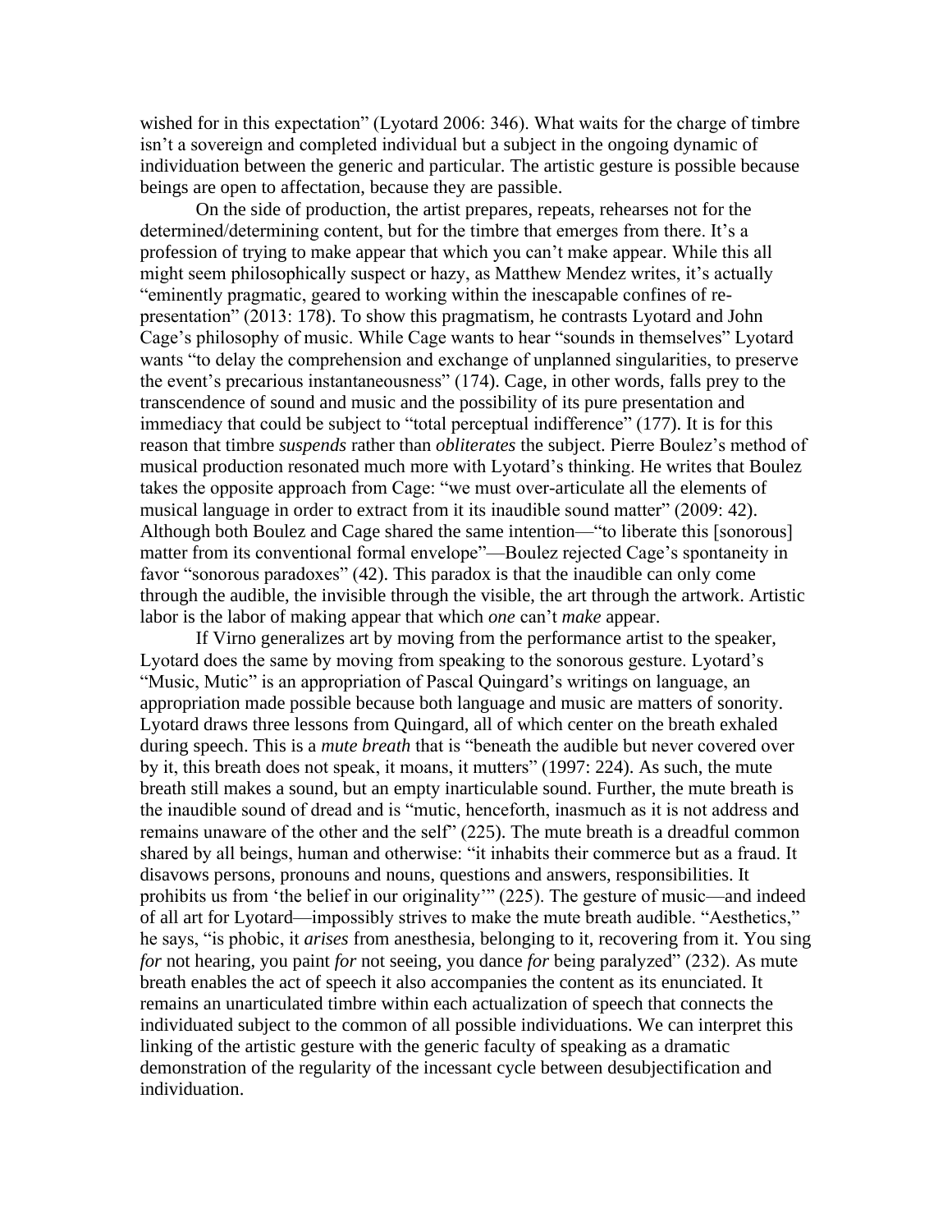wished for in this expectation" (Lyotard 2006: 346). What waits for the charge of timbre isn't a sovereign and completed individual but a subject in the ongoing dynamic of individuation between the generic and particular. The artistic gesture is possible because beings are open to affectation, because they are passible.

On the side of production, the artist prepares, repeats, rehearses not for the determined/determining content, but for the timbre that emerges from there. It's a profession of trying to make appear that which you can't make appear. While this all might seem philosophically suspect or hazy, as Matthew Mendez writes, it's actually "eminently pragmatic, geared to working within the inescapable confines of re-presentation" (2013: 178). To show this pragmatism, he contrasts Lyotard and John Cage's philosophy of music. While Cage wants to hear "sounds in themselves" Lyotard wants "to delay the comprehension and exchange of unplanned singularities, to preserve the event's precarious instantaneousness" (174). Cage, in other words, falls prey to the transcendence of sound and music and the possibility of its pure presentation and immediacy that could be subject to "total perceptual indifference" (177). It is for this reason that timbre *suspends* rather than *obliterates* the subject. Pierre Boulez's method of musical production resonated much more with Lyotard's thinking. He writes that Boulez takes the opposite approach from Cage: "we must over-articulate all the elements of musical language in order to extract from it its inaudible sound matter" (2009: 42). Although both Boulez and Cage shared the same intention—"to liberate this [sonorous] matter from its conventional formal envelope"—Boulez rejected Cage's spontaneity in favor "sonorous paradoxes" (42). This paradox is that the inaudible can only come through the audible, the invisible through the visible, the art through the artwork. Artistic labor is the labor of making appear that which *one* can't *make* appear.

If Virno generalizes art by moving from the performance artist to the speaker, Lyotard does the same by moving from speaking to the sonorous gesture. Lyotard's "Music, Mutic" is an appropriation of Pascal Quingard's writings on language, an appropriation made possible because both language and music are matters of sonority. Lyotard draws three lessons from Quingard, all of which center on the breath exhaled during speech. This is a *mute breath* that is "beneath the audible but never covered over by it, this breath does not speak, it moans, it mutters" (1997: 224). As such, the mute breath still makes a sound, but an empty inarticulable sound. Further, the mute breath is the inaudible sound of dread and is "mutic, henceforth, inasmuch as it is not address and remains unaware of the other and the self" (225). The mute breath is a dreadful common shared by all beings, human and otherwise: "it inhabits their commerce but as a fraud. It disavows persons, pronouns and nouns, questions and answers, responsibilities. It prohibits us from 'the belief in our originality'" (225). The gesture of music—and indeed of all art for Lyotard—impossibly strives to make the mute breath audible. "Aesthetics," he says, "is phobic, it *arises* from anesthesia, belonging to it, recovering from it. You sing *for* not hearing, you paint *for* not seeing, you dance *for* being paralyzed" (232). As mute breath enables the act of speech it also accompanies the content as its enunciated. It remains an unarticulated timbre within each actualization of speech that connects the individuated subject to the common of all possible individuations. We can interpret this linking of the artistic gesture with the generic faculty of speaking as a dramatic demonstration of the regularity of the incessant cycle between desubjectification and individuation.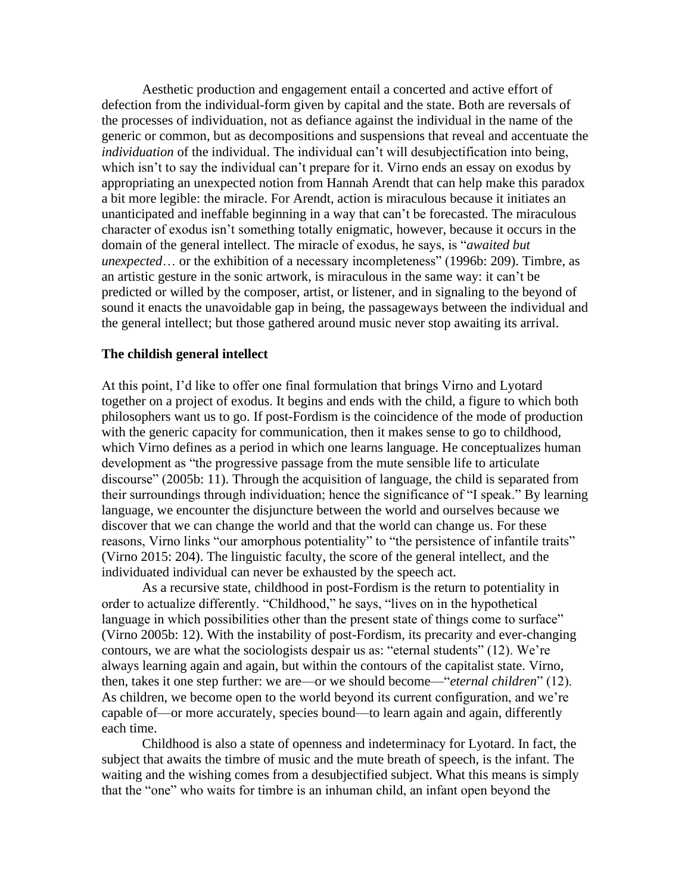Aesthetic production and engagement entail a concerted and active effort of defection from the individual-form given by capital and the state. Both are reversals of the processes of individuation, not as defiance against the individual in the name of the generic or common, but as decompositions and suspensions that reveal and accentuate the *individuation* of the individual. The individual can't will desubjectification into being, which isn't to say the individual can't prepare for it. Virno ends an essay on exodus by appropriating an unexpected notion from Hannah Arendt that can help make this paradox a bit more legible: the miracle. For Arendt, action is miraculous because it initiates an unanticipated and ineffable beginning in a way that can't be forecasted. The miraculous character of exodus isn't something totally enigmatic, however, because it occurs in the domain of the general intellect. The miracle of exodus, he says, is "*awaited but unexpected*… or the exhibition of a necessary incompleteness" (1996b: 209). Timbre, as an artistic gesture in the sonic artwork, is miraculous in the same way: it can't be predicted or willed by the composer, artist, or listener, and in signaling to the beyond of sound it enacts the unavoidable gap in being, the passageways between the individual and the general intellect; but those gathered around music never stop awaiting its arrival.

## The childish general intellect

At this point, I'd like to offer one final formulation that brings Virno and Lyotard together on a project of exodus. It begins and ends with the child, a figure to which both philosophers want us to go. If post-Fordism is the coincidence of the mode of production with the generic capacity for communication, then it makes sense to go to childhood, which Virno defines as a period in which one learns language. He conceptualizes human development as "the progressive passage from the mute sensible life to articulate discourse" (2005b: 11). Through the acquisition of language, the child is separated from their surroundings through individuation; hence the significance of "I speak." By learning language, we encounter the disjuncture between the world and ourselves because we discover that we can change the world and that the world can change us. For these reasons, Virno links "our amorphous potentiality" to "the persistence of infantile traits" (Virno 2015: 204). The linguistic faculty, the score of the general intellect, and the individuated individual can never be exhausted by the speech act.

As a recursive state, childhood in post-Fordism is the return to potentiality in order to actualize differently. "Childhood," he says, "lives on in the hypothetical language in which possibilities other than the present state of things come to surface" (Virno 2005b: 12). With the instability of post-Fordism, its precarity and ever-changing contours, we are what the sociologists despair us as: "eternal students" (12). We're always learning again and again, but within the contours of the capitalist state. Virno, then, takes it one step further: we are—or we should become—"*eternal children*" (12). As children, we become open to the world beyond its current configuration, and we're capable of—or more accurately, species bound—to learn again and again, differently each time.

Childhood is also a state of openness and indeterminacy for Lyotard. In fact, the subject that awaits the timbre of music and the mute breath of speech, is the infant. The waiting and the wishing comes from a desubjectified subject. What this means is simply that the "one" who waits for timbre is an inhuman child, an infant open beyond the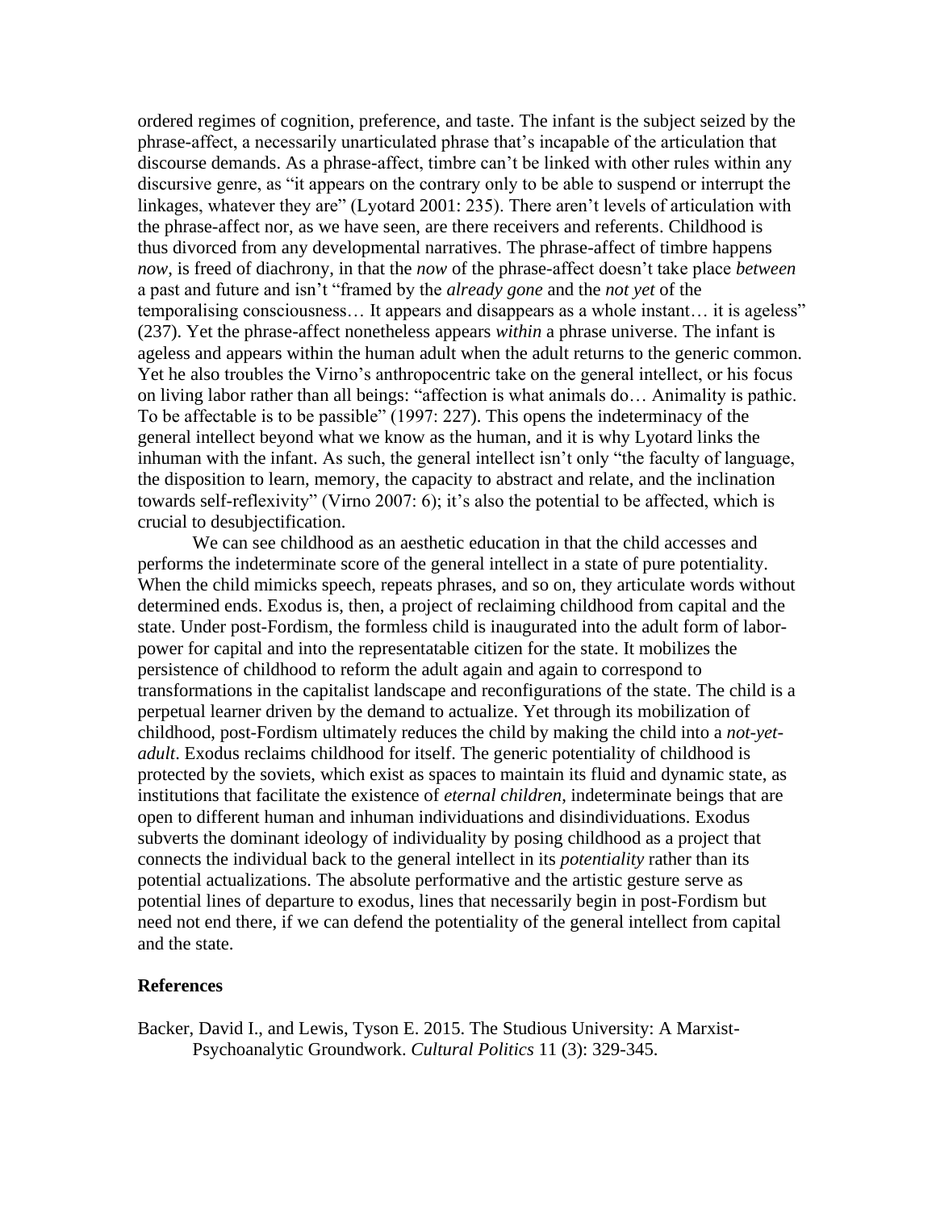ordered regimes of cognition, preference, and taste. The infant is the subject seized by the phrase-affect, a necessarily unarticulated phrase that's incapable of the articulation that discourse demands. As a phrase-affect, timbre can't be linked with other rules within any discursive genre, as "it appears on the contrary only to be able to suspend or interrupt the linkages, whatever they are" (Lyotard 2001: 235). There aren't levels of articulation with the phrase-affect nor, as we have seen, are there receivers and referents. Childhood is thus divorced from any developmental narratives. The phrase-affect of timbre happens *now*, is freed of diachrony, in that the *now* of the phrase-affect doesn't take place *between* a past and future and isn't "framed by the *already gone* and the *not yet* of the temporalising consciousness… It appears and disappears as a whole instant… it is ageless" (237). Yet the phrase-affect nonetheless appears *within* a phrase universe. The infant is ageless and appears within the human adult when the adult returns to the generic common. Yet he also troubles the Virno's anthropocentric take on the general intellect, or his focus on living labor rather than all beings: "affection is what animals do… Animality is pathic. To be affectable is to be passible" (1997: 227). This opens the indeterminacy of the general intellect beyond what we know as the human, and it is why Lyotard links the inhuman with the infant. As such, the general intellect isn't only "the faculty of language, the disposition to learn, memory, the capacity to abstract and relate, and the inclination towards self-reflexivity" (Virno 2007: 6); it's also the potential to be affected, which is crucial to desubjectification.

We can see childhood as an aesthetic education in that the child accesses and performs the indeterminate score of the general intellect in a state of pure potentiality. When the child mimicks speech, repeats phrases, and so on, they articulate words without determined ends. Exodus is, then, a project of reclaiming childhood from capital and the state. Under post-Fordism, the formless child is inaugurated into the adult form of labor-power for capital and into the representatable citizen for the state. It mobilizes the persistence of childhood to reform the adult again and again to correspond to transformations in the capitalist landscape and reconfigurations of the state. The child is a perpetual learner driven by the demand to actualize. Yet through its mobilization of childhood, post-Fordism ultimately reduces the child by making the child into a *not-yet-adult*. Exodus reclaims childhood for itself. The generic potentiality of childhood is protected by the soviets, which exist as spaces to maintain its fluid and dynamic state, as institutions that facilitate the existence of *eternal children*, indeterminate beings that are open to different human and inhuman individuations and disindividuations. Exodus subverts the dominant ideology of individuality by posing childhood as a project that connects the individual back to the general intellect in its *potentiality* rather than its potential actualizations. The absolute performative and the artistic gesture serve as potential lines of departure to exodus, lines that necessarily begin in post-Fordism but need not end there, if we can defend the potentiality of the general intellect from capital and the state.

## References

Backer, David I., and Lewis, Tyson E. 2015. The Studious University: A Marxist-Psychoanalytic Groundwork. *Cultural Politics* 11 (3): 329-345.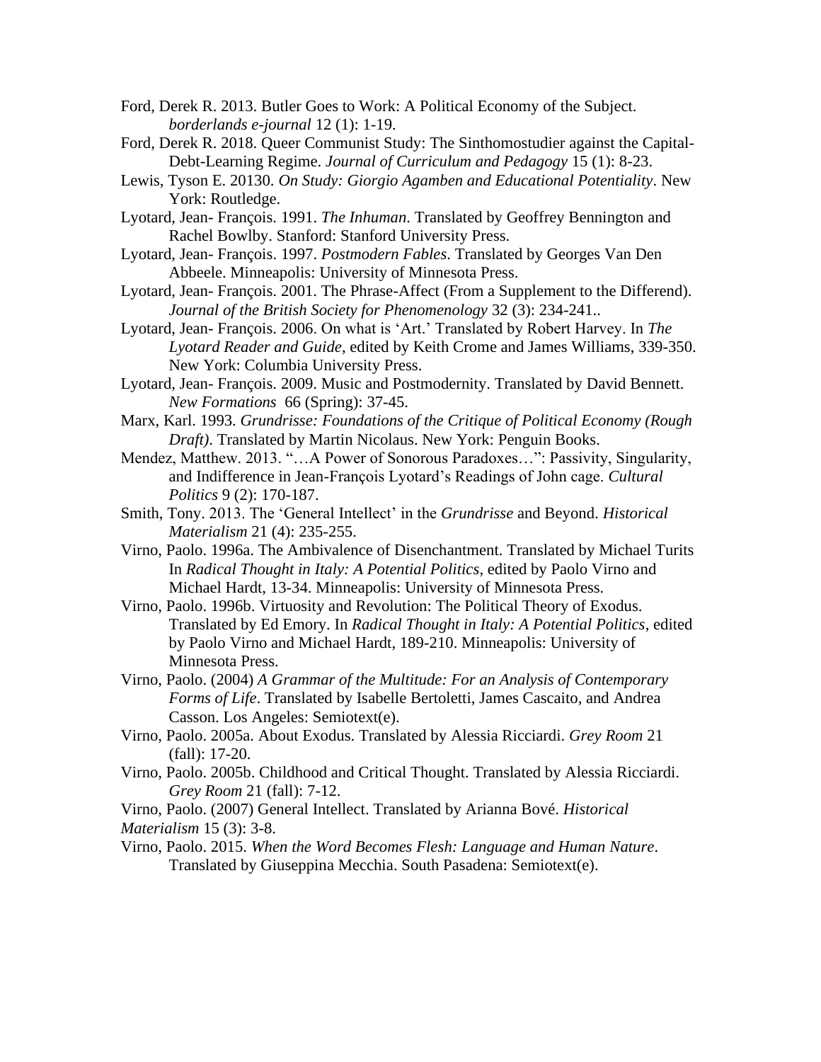Ford, Derek R. 2013. Butler Goes to Work: A Political Economy of the Subject. *borderlands e-journal* 12 (1): 1-19.

Ford, Derek R. 2018. Queer Communist Study: The Sinthomostudier against the Capital-Debt-Learning Regime. *Journal of Curriculum and Pedagogy* 15 (1): 8-23.

Lewis, Tyson E. 20130. *On Study: Giorgio Agamben and Educational Potentiality*. New York: Routledge.

Lyotard, Jean- François. 1991. *The Inhuman*. Translated by Geoffrey Bennington and Rachel Bowlby. Stanford: Stanford University Press.

Lyotard, Jean- François. 1997. *Postmodern Fables*. Translated by Georges Van Den Abbeele. Minneapolis: University of Minnesota Press.

Lyotard, Jean- François. 2001. The Phrase-Affect (From a Supplement to the Differend). *Journal of the British Society for Phenomenology* 32 (3): 234-241..

Lyotard, Jean- François. 2006. On what is 'Art.' Translated by Robert Harvey. In *The Lyotard Reader and Guide*, edited by Keith Crome and James Williams, 339-350. New York: Columbia University Press.

Lyotard, Jean- François. 2009. Music and Postmodernity. Translated by David Bennett. *New Formations* 66 (Spring): 37-45.

Marx, Karl. 1993. *Grundrisse: Foundations of the Critique of Political Economy (Rough Draft)*. Translated by Martin Nicolaus. New York: Penguin Books.

Mendez, Matthew. 2013. "…A Power of Sonorous Paradoxes…": Passivity, Singularity, and Indifference in Jean-François Lyotard's Readings of John cage. *Cultural Politics* 9 (2): 170-187.

Smith, Tony. 2013. The 'General Intellect' in the *Grundrisse* and Beyond. *Historical Materialism* 21 (4): 235-255.

Virno, Paolo. 1996a. The Ambivalence of Disenchantment. Translated by Michael Turits In *Radical Thought in Italy: A Potential Politics*, edited by Paolo Virno and Michael Hardt, 13-34. Minneapolis: University of Minnesota Press.

Virno, Paolo. 1996b. Virtuosity and Revolution: The Political Theory of Exodus. Translated by Ed Emory. In *Radical Thought in Italy: A Potential Politics*, edited by Paolo Virno and Michael Hardt, 189-210. Minneapolis: University of Minnesota Press.

Virno, Paolo. (2004) *A Grammar of the Multitude: For an Analysis of Contemporary Forms of Life*. Translated by Isabelle Bertoletti, James Cascaito, and Andrea Casson. Los Angeles: Semiotext(e).

Virno, Paolo. 2005a. About Exodus. Translated by Alessia Ricciardi. *Grey Room* 21 (fall): 17-20.

Virno, Paolo. 2005b. Childhood and Critical Thought. Translated by Alessia Ricciardi. *Grey Room* 21 (fall): 7-12.

Virno, Paolo. (2007) General Intellect. Translated by Arianna Bové. *Historical Materialism* 15 (3): 3-8.

Virno, Paolo. 2015. *When the Word Becomes Flesh: Language and Human Nature*. Translated by Giuseppina Mecchia. South Pasadena: Semiotext(e).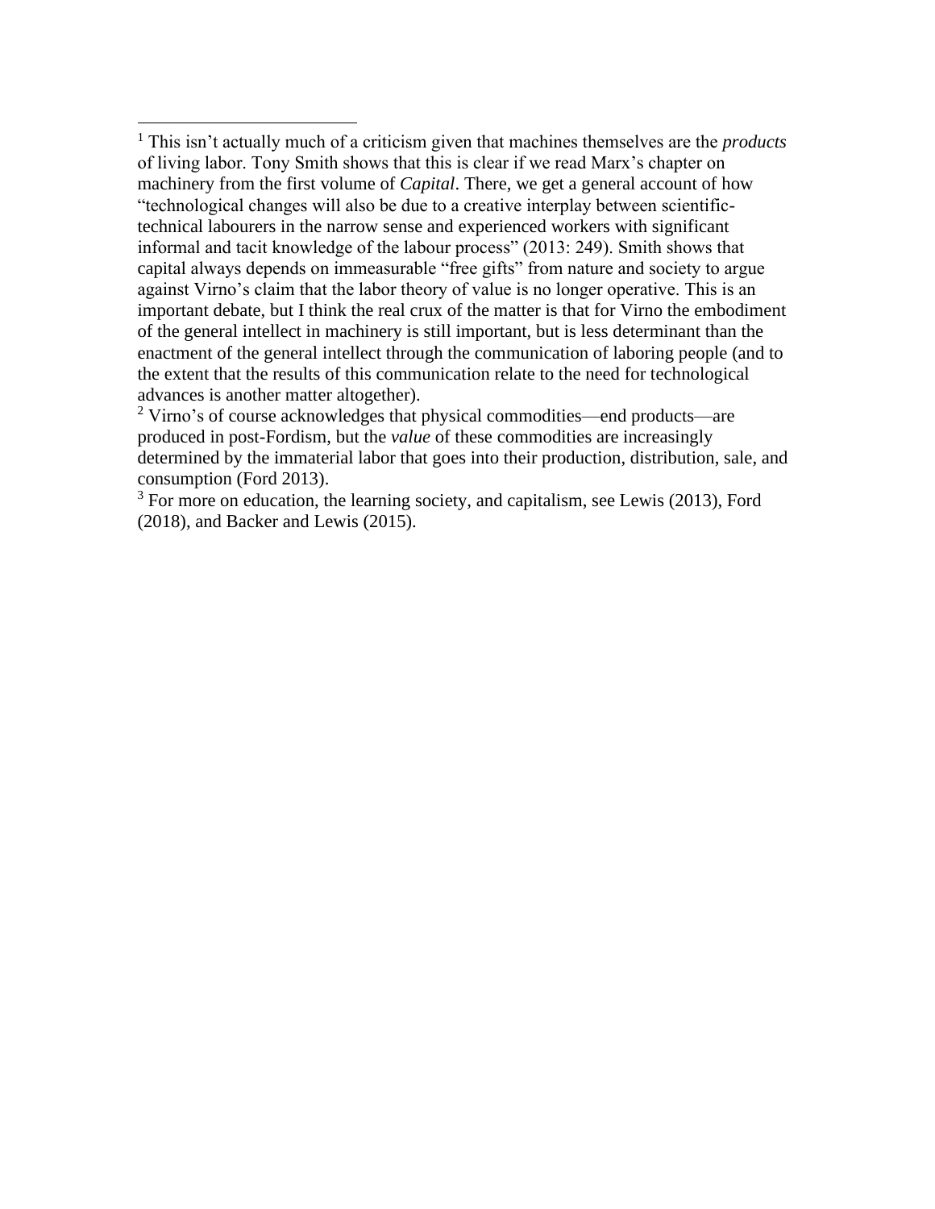[1] This isn't actually much of a criticism given that machines themselves are the *products* of living labor. Tony Smith shows that this is clear if we read Marx's chapter on machinery from the first volume of *Capital*. There, we get a general account of how "technological changes will also be due to a creative interplay between scientific-technical labourers in the narrow sense and experienced workers with significant informal and tacit knowledge of the labour process" (2013: 249). Smith shows that capital always depends on immeasurable "free gifts" from nature and society to argue against Virno's claim that the labor theory of value is no longer operative. This is an important debate, but I think the real crux of the matter is that for Virno the embodiment of the general intellect in machinery is still important, but is less determinant than the enactment of the general intellect through the communication of laboring people (and to the extent that the results of this communication relate to the need for technological advances is another matter altogether).

[2] Virno's of course acknowledges that physical commodities—end products—are produced in post-Fordism, but the *value* of these commodities are increasingly determined by the immaterial labor that goes into their production, distribution, sale, and consumption (Ford 2013).

[3] For more on education, the learning society, and capitalism, see Lewis (2013), Ford (2018), and Backer and Lewis (2015).